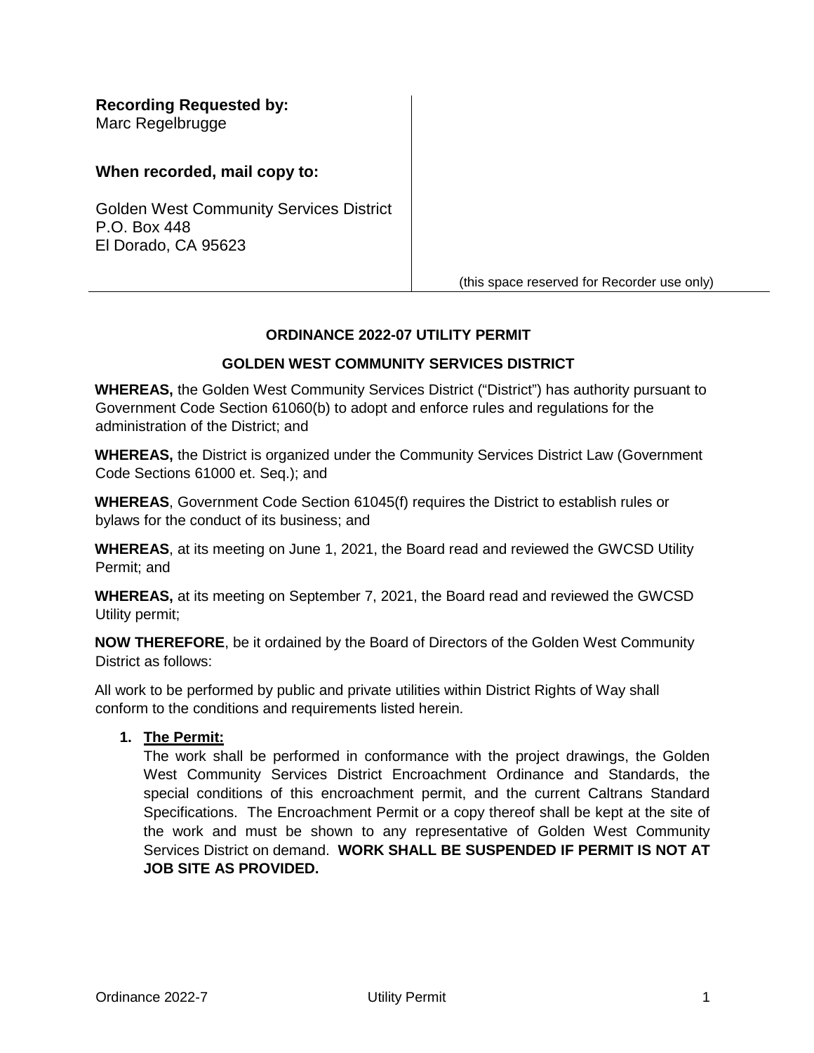**Recording Requested by:**
Marc Regelbrugge

**When recorded, mail copy to:**

Golden West Community Services District
P.O. Box 448
El Dorado, CA 95623

(this space reserved for Recorder use only)

## ORDINANCE 2022-07 UTILITY PERMIT

## GOLDEN WEST COMMUNITY SERVICES DISTRICT

**WHEREAS,** the Golden West Community Services District ("District") has authority pursuant to Government Code Section 61060(b) to adopt and enforce rules and regulations for the administration of the District; and

**WHEREAS,** the District is organized under the Community Services District Law (Government Code Sections 61000 et. Seq.); and

**WHEREAS**, Government Code Section 61045(f) requires the District to establish rules or bylaws for the conduct of its business; and

**WHEREAS**, at its meeting on June 1, 2021, the Board read and reviewed the GWCSD Utility Permit; and

**WHEREAS,** at its meeting on September 7, 2021, the Board read and reviewed the GWCSD Utility permit;

**NOW THEREFORE**, be it ordained by the Board of Directors of the Golden West Community District as follows:

All work to be performed by public and private utilities within District Rights of Way shall conform to the conditions and requirements listed herein.

1. **The Permit:**
   The work shall be performed in conformance with the project drawings, the Golden West Community Services District Encroachment Ordinance and Standards, the special conditions of this encroachment permit, and the current Caltrans Standard Specifications. The Encroachment Permit or a copy thereof shall be kept at the site of the work and must be shown to any representative of Golden West Community Services District on demand. **WORK SHALL BE SUSPENDED IF PERMIT IS NOT AT JOB SITE AS PROVIDED.**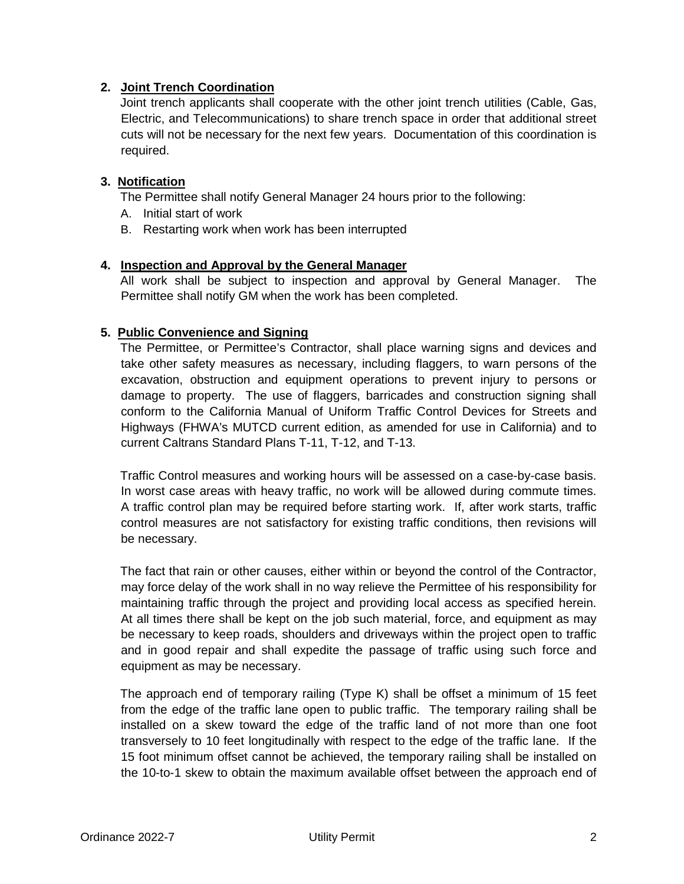## 2. Joint Trench Coordination

Joint trench applicants shall cooperate with the other joint trench utilities (Cable, Gas, Electric, and Telecommunications) to share trench space in order that additional street cuts will not be necessary for the next few years. Documentation of this coordination is required.

## 3. Notification

The Permittee shall notify General Manager 24 hours prior to the following:

A. Initial start of work
B. Restarting work when work has been interrupted

## 4. Inspection and Approval by the General Manager

All work shall be subject to inspection and approval by General Manager. The Permittee shall notify GM when the work has been completed.

## 5. Public Convenience and Signing

The Permittee, or Permittee's Contractor, shall place warning signs and devices and take other safety measures as necessary, including flaggers, to warn persons of the excavation, obstruction and equipment operations to prevent injury to persons or damage to property. The use of flaggers, barricades and construction signing shall conform to the California Manual of Uniform Traffic Control Devices for Streets and Highways (FHWA's MUTCD current edition, as amended for use in California) and to current Caltrans Standard Plans T-11, T-12, and T-13.

Traffic Control measures and working hours will be assessed on a case-by-case basis. In worst case areas with heavy traffic, no work will be allowed during commute times. A traffic control plan may be required before starting work. If, after work starts, traffic control measures are not satisfactory for existing traffic conditions, then revisions will be necessary.

The fact that rain or other causes, either within or beyond the control of the Contractor, may force delay of the work shall in no way relieve the Permittee of his responsibility for maintaining traffic through the project and providing local access as specified herein. At all times there shall be kept on the job such material, force, and equipment as may be necessary to keep roads, shoulders and driveways within the project open to traffic and in good repair and shall expedite the passage of traffic using such force and equipment as may be necessary.

The approach end of temporary railing (Type K) shall be offset a minimum of 15 feet from the edge of the traffic lane open to public traffic. The temporary railing shall be installed on a skew toward the edge of the traffic land of not more than one foot transversely to 10 feet longitudinally with respect to the edge of the traffic lane. If the 15 foot minimum offset cannot be achieved, the temporary railing shall be installed on the 10-to-1 skew to obtain the maximum available offset between the approach end of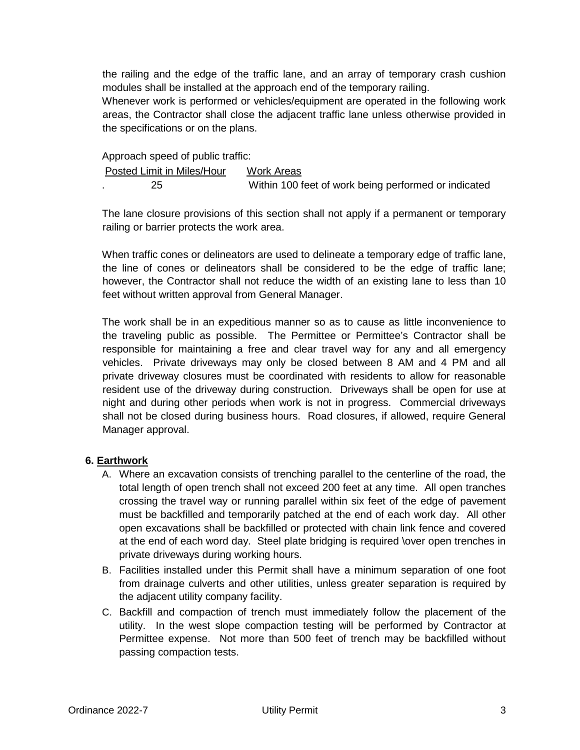the railing and the edge of the traffic lane, and an array of temporary crash cushion modules shall be installed at the approach end of the temporary railing.

Whenever work is performed or vehicles/equipment are operated in the following work areas, the Contractor shall close the adjacent traffic lane unless otherwise provided in the specifications or on the plans.

Approach speed of public traffic:

| Posted Limit in Miles/Hour | Work Areas |
| --- | --- |
| 25 | Within 100 feet of work being performed or indicated |

The lane closure provisions of this section shall not apply if a permanent or temporary railing or barrier protects the work area.

When traffic cones or delineators are used to delineate a temporary edge of traffic lane, the line of cones or delineators shall be considered to be the edge of traffic lane; however, the Contractor shall not reduce the width of an existing lane to less than 10 feet without written approval from General Manager.

The work shall be in an expeditious manner so as to cause as little inconvenience to the traveling public as possible. The Permittee or Permittee's Contractor shall be responsible for maintaining a free and clear travel way for any and all emergency vehicles. Private driveways may only be closed between 8 AM and 4 PM and all private driveway closures must be coordinated with residents to allow for reasonable resident use of the driveway during construction. Driveways shall be open for use at night and during other periods when work is not in progress. Commercial driveways shall not be closed during business hours. Road closures, if allowed, require General Manager approval.

**6. Earthwork**

A. Where an excavation consists of trenching parallel to the centerline of the road, the total length of open trench shall not exceed 200 feet at any time. All open tranches crossing the travel way or running parallel within six feet of the edge of pavement must be backfilled and temporarily patched at the end of each work day. All other open excavations shall be backfilled or protected with chain link fence and covered at the end of each word day. Steel plate bridging is required \over open trenches in private driveways during working hours.

B. Facilities installed under this Permit shall have a minimum separation of one foot from drainage culverts and other utilities, unless greater separation is required by the adjacent utility company facility.

C. Backfill and compaction of trench must immediately follow the placement of the utility. In the west slope compaction testing will be performed by Contractor at Permittee expense. Not more than 500 feet of trench may be backfilled without passing compaction tests.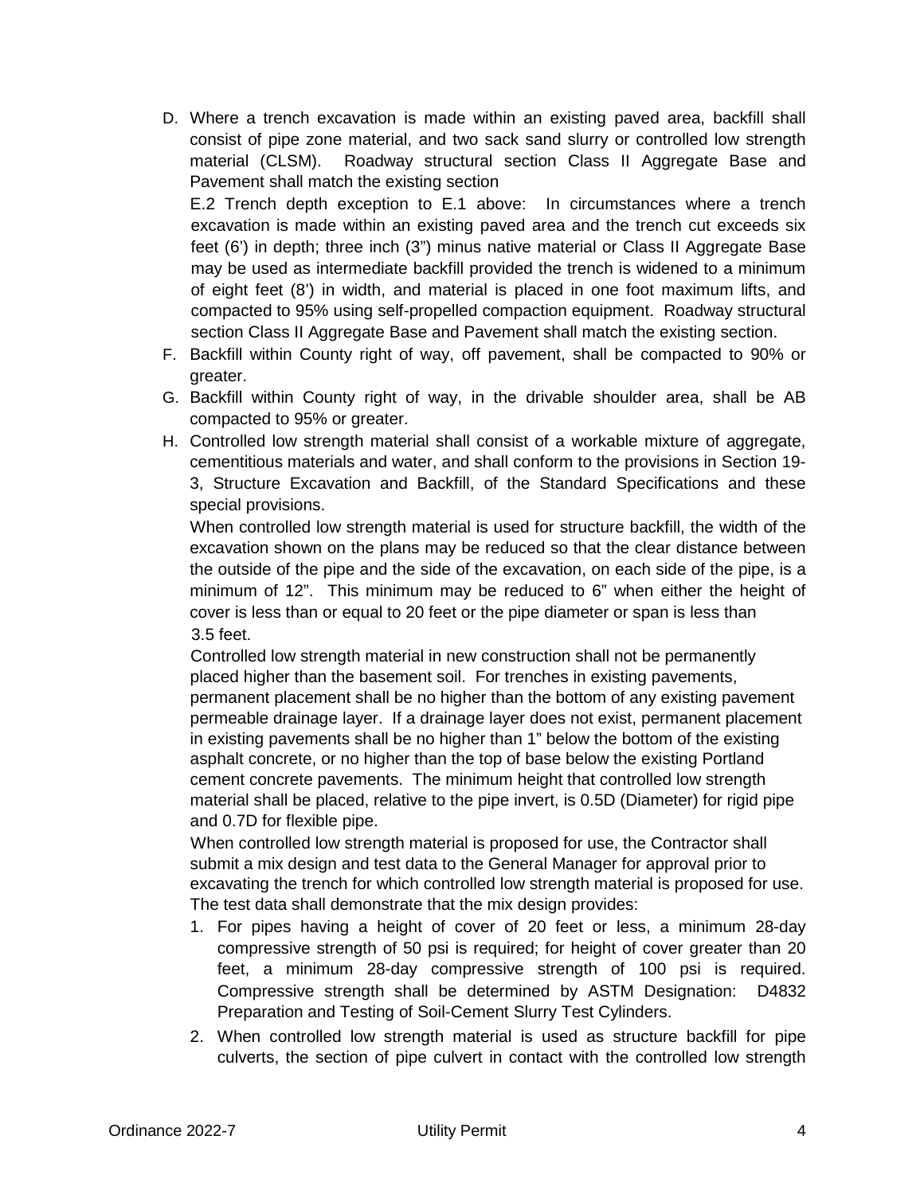D. Where a trench excavation is made within an existing paved area, backfill shall consist of pipe zone material, and two sack sand slurry or controlled low strength material (CLSM). Roadway structural section Class II Aggregate Base and Pavement shall match the existing section

   E.2 Trench depth exception to E.1 above: In circumstances where a trench excavation is made within an existing paved area and the trench cut exceeds six feet (6') in depth; three inch (3") minus native material or Class II Aggregate Base may be used as intermediate backfill provided the trench is widened to a minimum of eight feet (8') in width, and material is placed in one foot maximum lifts, and compacted to 95% using self-propelled compaction equipment. Roadway structural section Class II Aggregate Base and Pavement shall match the existing section.

F. Backfill within County right of way, off pavement, shall be compacted to 90% or greater.

G. Backfill within County right of way, in the drivable shoulder area, shall be AB compacted to 95% or greater.

H. Controlled low strength material shall consist of a workable mixture of aggregate, cementitious materials and water, and shall conform to the provisions in Section 19-3, Structure Excavation and Backfill, of the Standard Specifications and these special provisions.

   When controlled low strength material is used for structure backfill, the width of the excavation shown on the plans may be reduced so that the clear distance between the outside of the pipe and the side of the excavation, on each side of the pipe, is a minimum of 12". This minimum may be reduced to 6" when either the height of cover is less than or equal to 20 feet or the pipe diameter or span is less than 3.5 feet.

   Controlled low strength material in new construction shall not be permanently placed higher than the basement soil. For trenches in existing pavements, permanent placement shall be no higher than the bottom of any existing pavement permeable drainage layer. If a drainage layer does not exist, permanent placement in existing pavements shall be no higher than 1" below the bottom of the existing asphalt concrete, or no higher than the top of base below the existing Portland cement concrete pavements. The minimum height that controlled low strength material shall be placed, relative to the pipe invert, is 0.5D (Diameter) for rigid pipe and 0.7D for flexible pipe.

   When controlled low strength material is proposed for use, the Contractor shall submit a mix design and test data to the General Manager for approval prior to excavating the trench for which controlled low strength material is proposed for use. The test data shall demonstrate that the mix design provides:

   1. For pipes having a height of cover of 20 feet or less, a minimum 28-day compressive strength of 50 psi is required; for height of cover greater than 20 feet, a minimum 28-day compressive strength of 100 psi is required. Compressive strength shall be determined by ASTM Designation: D4832 Preparation and Testing of Soil-Cement Slurry Test Cylinders.
   2. When controlled low strength material is used as structure backfill for pipe culverts, the section of pipe culvert in contact with the controlled low strength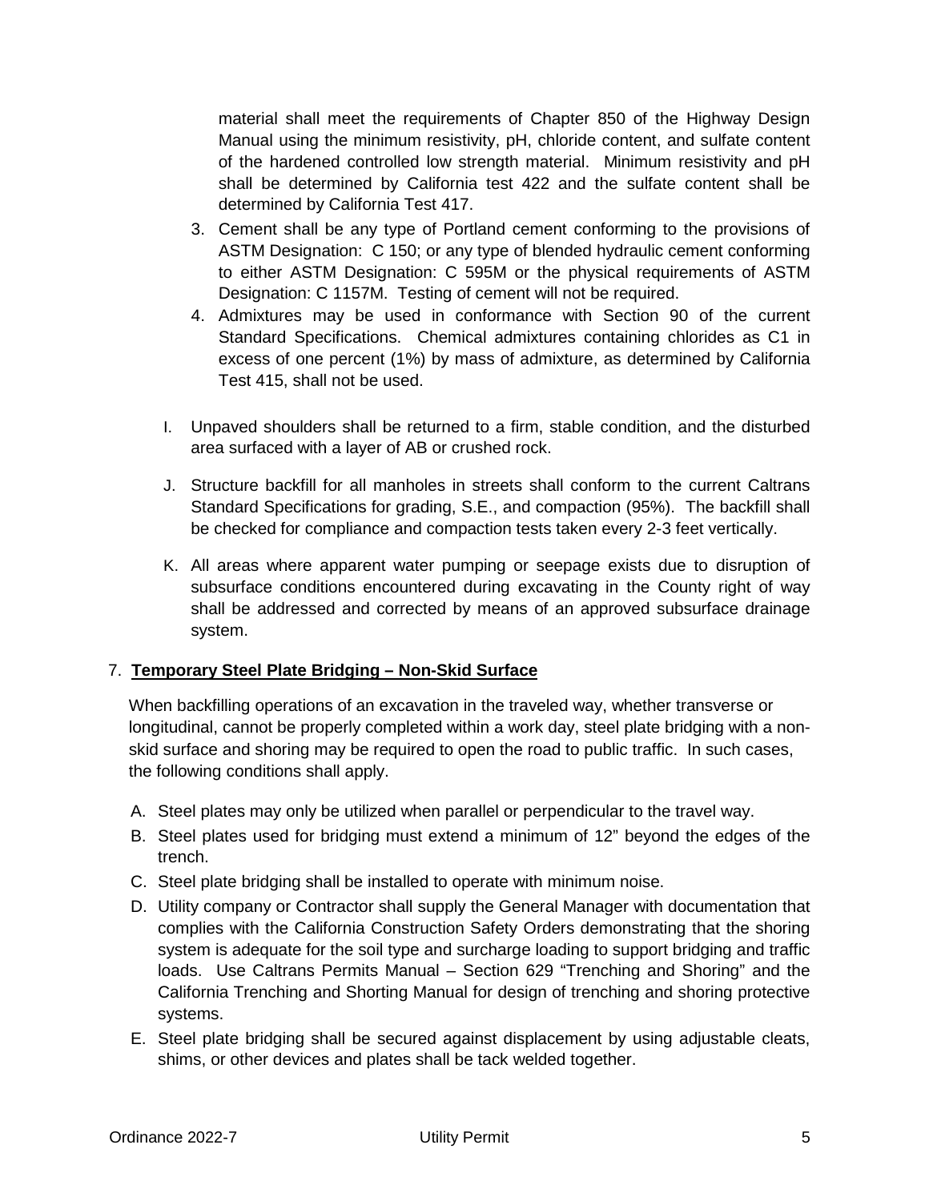material shall meet the requirements of Chapter 850 of the Highway Design Manual using the minimum resistivity, pH, chloride content, and sulfate content of the hardened controlled low strength material. Minimum resistivity and pH shall be determined by California test 422 and the sulfate content shall be determined by California Test 417.

3. Cement shall be any type of Portland cement conforming to the provisions of ASTM Designation: C 150; or any type of blended hydraulic cement conforming to either ASTM Designation: C 595M or the physical requirements of ASTM Designation: C 1157M. Testing of cement will not be required.
4. Admixtures may be used in conformance with Section 90 of the current Standard Specifications. Chemical admixtures containing chlorides as C1 in excess of one percent (1%) by mass of admixture, as determined by California Test 415, shall not be used.

I. Unpaved shoulders shall be returned to a firm, stable condition, and the disturbed area surfaced with a layer of AB or crushed rock.

J. Structure backfill for all manholes in streets shall conform to the current Caltrans Standard Specifications for grading, S.E., and compaction (95%). The backfill shall be checked for compliance and compaction tests taken every 2-3 feet vertically.

K. All areas where apparent water pumping or seepage exists due to disruption of subsurface conditions encountered during excavating in the County right of way shall be addressed and corrected by means of an approved subsurface drainage system.

7. **Temporary Steel Plate Bridging – Non-Skid Surface**

When backfilling operations of an excavation in the traveled way, whether transverse or longitudinal, cannot be properly completed within a work day, steel plate bridging with a non-skid surface and shoring may be required to open the road to public traffic. In such cases, the following conditions shall apply.

A. Steel plates may only be utilized when parallel or perpendicular to the travel way.
B. Steel plates used for bridging must extend a minimum of 12" beyond the edges of the trench.
C. Steel plate bridging shall be installed to operate with minimum noise.
D. Utility company or Contractor shall supply the General Manager with documentation that complies with the California Construction Safety Orders demonstrating that the shoring system is adequate for the soil type and surcharge loading to support bridging and traffic loads. Use Caltrans Permits Manual – Section 629 "Trenching and Shoring" and the California Trenching and Shorting Manual for design of trenching and shoring protective systems.
E. Steel plate bridging shall be secured against displacement by using adjustable cleats, shims, or other devices and plates shall be tack welded together.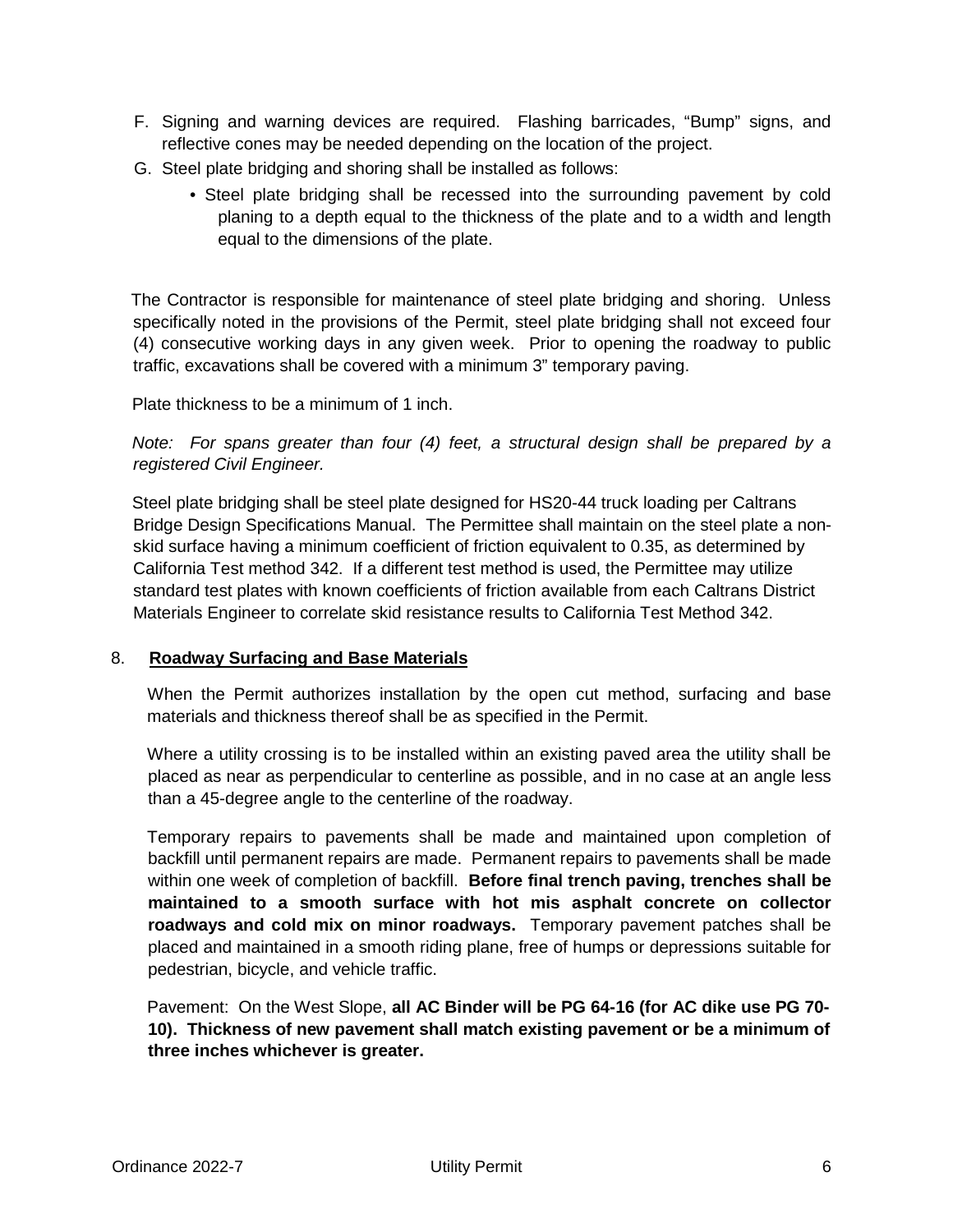F. Signing and warning devices are required. Flashing barricades, "Bump" signs, and reflective cones may be needed depending on the location of the project.

G. Steel plate bridging and shoring shall be installed as follows:

- Steel plate bridging shall be recessed into the surrounding pavement by cold planing to a depth equal to the thickness of the plate and to a width and length equal to the dimensions of the plate.

The Contractor is responsible for maintenance of steel plate bridging and shoring. Unless specifically noted in the provisions of the Permit, steel plate bridging shall not exceed four (4) consecutive working days in any given week. Prior to opening the roadway to public traffic, excavations shall be covered with a minimum 3" temporary paving.

Plate thickness to be a minimum of 1 inch.

*Note: For spans greater than four (4) feet, a structural design shall be prepared by a registered Civil Engineer.*

Steel plate bridging shall be steel plate designed for HS20-44 truck loading per Caltrans Bridge Design Specifications Manual. The Permittee shall maintain on the steel plate a non-skid surface having a minimum coefficient of friction equivalent to 0.35, as determined by California Test method 342. If a different test method is used, the Permittee may utilize standard test plates with known coefficients of friction available from each Caltrans District Materials Engineer to correlate skid resistance results to California Test Method 342.

8. **Roadway Surfacing and Base Materials**

When the Permit authorizes installation by the open cut method, surfacing and base materials and thickness thereof shall be as specified in the Permit.

Where a utility crossing is to be installed within an existing paved area the utility shall be placed as near as perpendicular to centerline as possible, and in no case at an angle less than a 45-degree angle to the centerline of the roadway.

Temporary repairs to pavements shall be made and maintained upon completion of backfill until permanent repairs are made. Permanent repairs to pavements shall be made within one week of completion of backfill. **Before final trench paving, trenches shall be maintained to a smooth surface with hot mis asphalt concrete on collector roadways and cold mix on minor roadways.** Temporary pavement patches shall be placed and maintained in a smooth riding plane, free of humps or depressions suitable for pedestrian, bicycle, and vehicle traffic.

Pavement: On the West Slope, **all AC Binder will be PG 64-16 (for AC dike use PG 70-10). Thickness of new pavement shall match existing pavement or be a minimum of three inches whichever is greater.**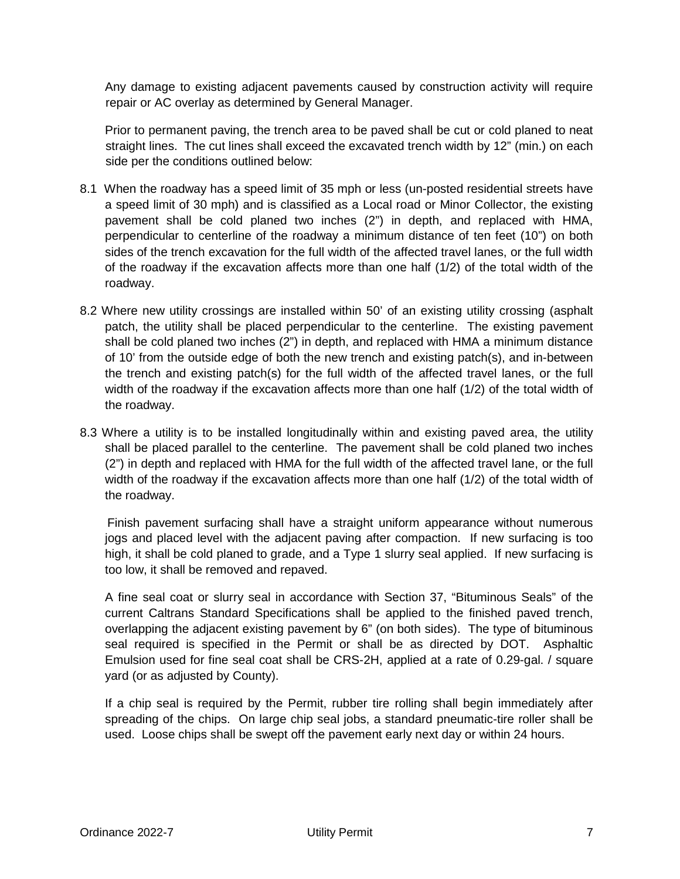Any damage to existing adjacent pavements caused by construction activity will require repair or AC overlay as determined by General Manager.

Prior to permanent paving, the trench area to be paved shall be cut or cold planed to neat straight lines. The cut lines shall exceed the excavated trench width by 12" (min.) on each side per the conditions outlined below:

8.1 When the roadway has a speed limit of 35 mph or less (un-posted residential streets have a speed limit of 30 mph) and is classified as a Local road or Minor Collector, the existing pavement shall be cold planed two inches (2") in depth, and replaced with HMA, perpendicular to centerline of the roadway a minimum distance of ten feet (10") on both sides of the trench excavation for the full width of the affected travel lanes, or the full width of the roadway if the excavation affects more than one half (1/2) of the total width of the roadway.

8.2 Where new utility crossings are installed within 50' of an existing utility crossing (asphalt patch, the utility shall be placed perpendicular to the centerline. The existing pavement shall be cold planed two inches (2") in depth, and replaced with HMA a minimum distance of 10' from the outside edge of both the new trench and existing patch(s), and in-between the trench and existing patch(s) for the full width of the affected travel lanes, or the full width of the roadway if the excavation affects more than one half (1/2) of the total width of the roadway.

8.3 Where a utility is to be installed longitudinally within and existing paved area, the utility shall be placed parallel to the centerline. The pavement shall be cold planed two inches (2") in depth and replaced with HMA for the full width of the affected travel lane, or the full width of the roadway if the excavation affects more than one half (1/2) of the total width of the roadway.

Finish pavement surfacing shall have a straight uniform appearance without numerous jogs and placed level with the adjacent paving after compaction. If new surfacing is too high, it shall be cold planed to grade, and a Type 1 slurry seal applied. If new surfacing is too low, it shall be removed and repaved.

A fine seal coat or slurry seal in accordance with Section 37, "Bituminous Seals" of the current Caltrans Standard Specifications shall be applied to the finished paved trench, overlapping the adjacent existing pavement by 6" (on both sides). The type of bituminous seal required is specified in the Permit or shall be as directed by DOT. Asphaltic Emulsion used for fine seal coat shall be CRS-2H, applied at a rate of 0.29-gal. / square yard (or as adjusted by County).

If a chip seal is required by the Permit, rubber tire rolling shall begin immediately after spreading of the chips. On large chip seal jobs, a standard pneumatic-tire roller shall be used. Loose chips shall be swept off the pavement early next day or within 24 hours.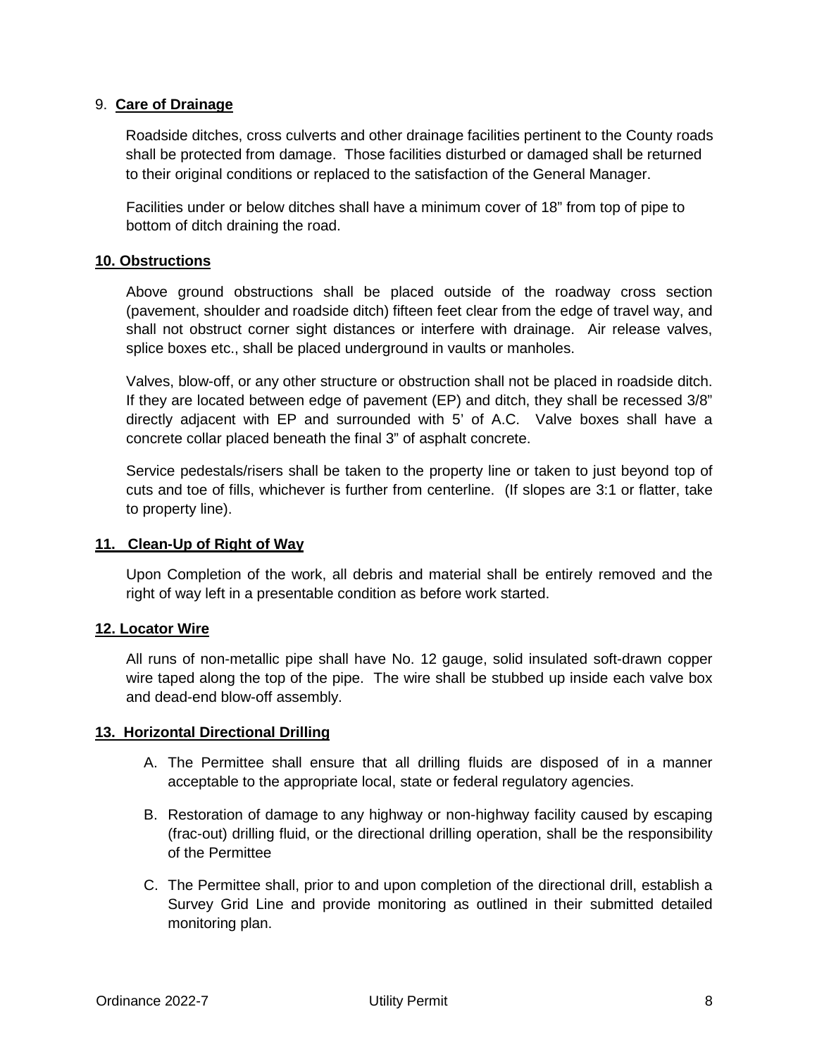9. **Care of Drainage**

Roadside ditches, cross culverts and other drainage facilities pertinent to the County roads shall be protected from damage. Those facilities disturbed or damaged shall be returned to their original conditions or replaced to the satisfaction of the General Manager.

Facilities under or below ditches shall have a minimum cover of 18" from top of pipe to bottom of ditch draining the road.

**10. Obstructions**

Above ground obstructions shall be placed outside of the roadway cross section (pavement, shoulder and roadside ditch) fifteen feet clear from the edge of travel way, and shall not obstruct corner sight distances or interfere with drainage. Air release valves, splice boxes etc., shall be placed underground in vaults or manholes.

Valves, blow-off, or any other structure or obstruction shall not be placed in roadside ditch. If they are located between edge of pavement (EP) and ditch, they shall be recessed 3/8" directly adjacent with EP and surrounded with 5' of A.C. Valve boxes shall have a concrete collar placed beneath the final 3" of asphalt concrete.

Service pedestals/risers shall be taken to the property line or taken to just beyond top of cuts and toe of fills, whichever is further from centerline. (If slopes are 3:1 or flatter, take to property line).

**11. Clean-Up of Right of Way**

Upon Completion of the work, all debris and material shall be entirely removed and the right of way left in a presentable condition as before work started.

**12. Locator Wire**

All runs of non-metallic pipe shall have No. 12 gauge, solid insulated soft-drawn copper wire taped along the top of the pipe. The wire shall be stubbed up inside each valve box and dead-end blow-off assembly.

**13. Horizontal Directional Drilling**

A. The Permittee shall ensure that all drilling fluids are disposed of in a manner acceptable to the appropriate local, state or federal regulatory agencies.

B. Restoration of damage to any highway or non-highway facility caused by escaping (frac-out) drilling fluid, or the directional drilling operation, shall be the responsibility of the Permittee

C. The Permittee shall, prior to and upon completion of the directional drill, establish a Survey Grid Line and provide monitoring as outlined in their submitted detailed monitoring plan.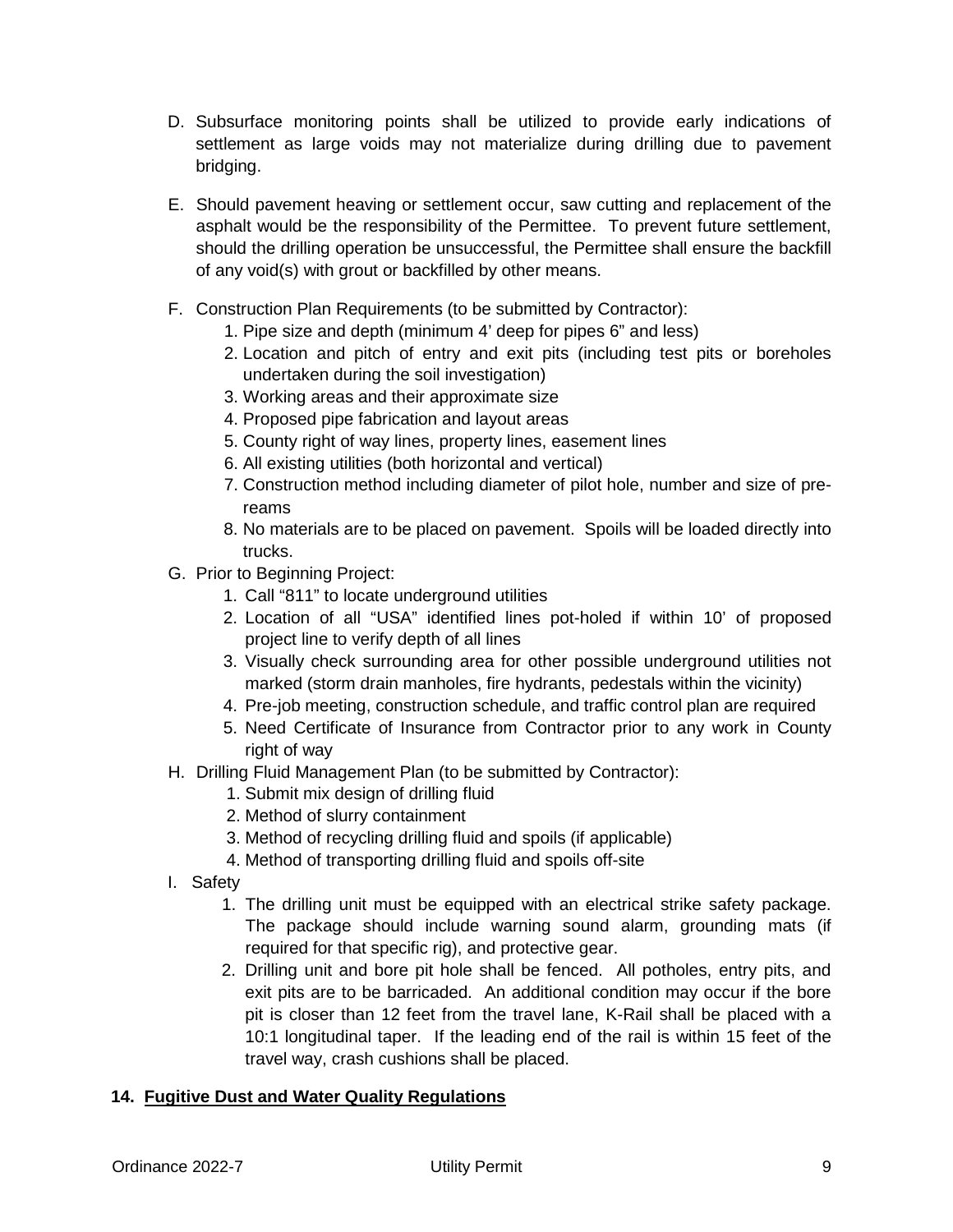D. Subsurface monitoring points shall be utilized to provide early indications of settlement as large voids may not materialize during drilling due to pavement bridging.

E. Should pavement heaving or settlement occur, saw cutting and replacement of the asphalt would be the responsibility of the Permittee. To prevent future settlement, should the drilling operation be unsuccessful, the Permittee shall ensure the backfill of any void(s) with grout or backfilled by other means.

F. Construction Plan Requirements (to be submitted by Contractor):
   1. Pipe size and depth (minimum 4' deep for pipes 6" and less)
   2. Location and pitch of entry and exit pits (including test pits or boreholes undertaken during the soil investigation)
   3. Working areas and their approximate size
   4. Proposed pipe fabrication and layout areas
   5. County right of way lines, property lines, easement lines
   6. All existing utilities (both horizontal and vertical)
   7. Construction method including diameter of pilot hole, number and size of pre-reams
   8. No materials are to be placed on pavement. Spoils will be loaded directly into trucks.

G. Prior to Beginning Project:
   1. Call "811" to locate underground utilities
   2. Location of all "USA" identified lines pot-holed if within 10' of proposed project line to verify depth of all lines
   3. Visually check surrounding area for other possible underground utilities not marked (storm drain manholes, fire hydrants, pedestals within the vicinity)
   4. Pre-job meeting, construction schedule, and traffic control plan are required
   5. Need Certificate of Insurance from Contractor prior to any work in County right of way

H. Drilling Fluid Management Plan (to be submitted by Contractor):
   1. Submit mix design of drilling fluid
   2. Method of slurry containment
   3. Method of recycling drilling fluid and spoils (if applicable)
   4. Method of transporting drilling fluid and spoils off-site

I. Safety
   1. The drilling unit must be equipped with an electrical strike safety package. The package should include warning sound alarm, grounding mats (if required for that specific rig), and protective gear.
   2. Drilling unit and bore pit hole shall be fenced. All potholes, entry pits, and exit pits are to be barricaded. An additional condition may occur if the bore pit is closer than 12 feet from the travel lane, K-Rail shall be placed with a 10:1 longitudinal taper. If the leading end of the rail is within 15 feet of the travel way, crash cushions shall be placed.

## 14. Fugitive Dust and Water Quality Regulations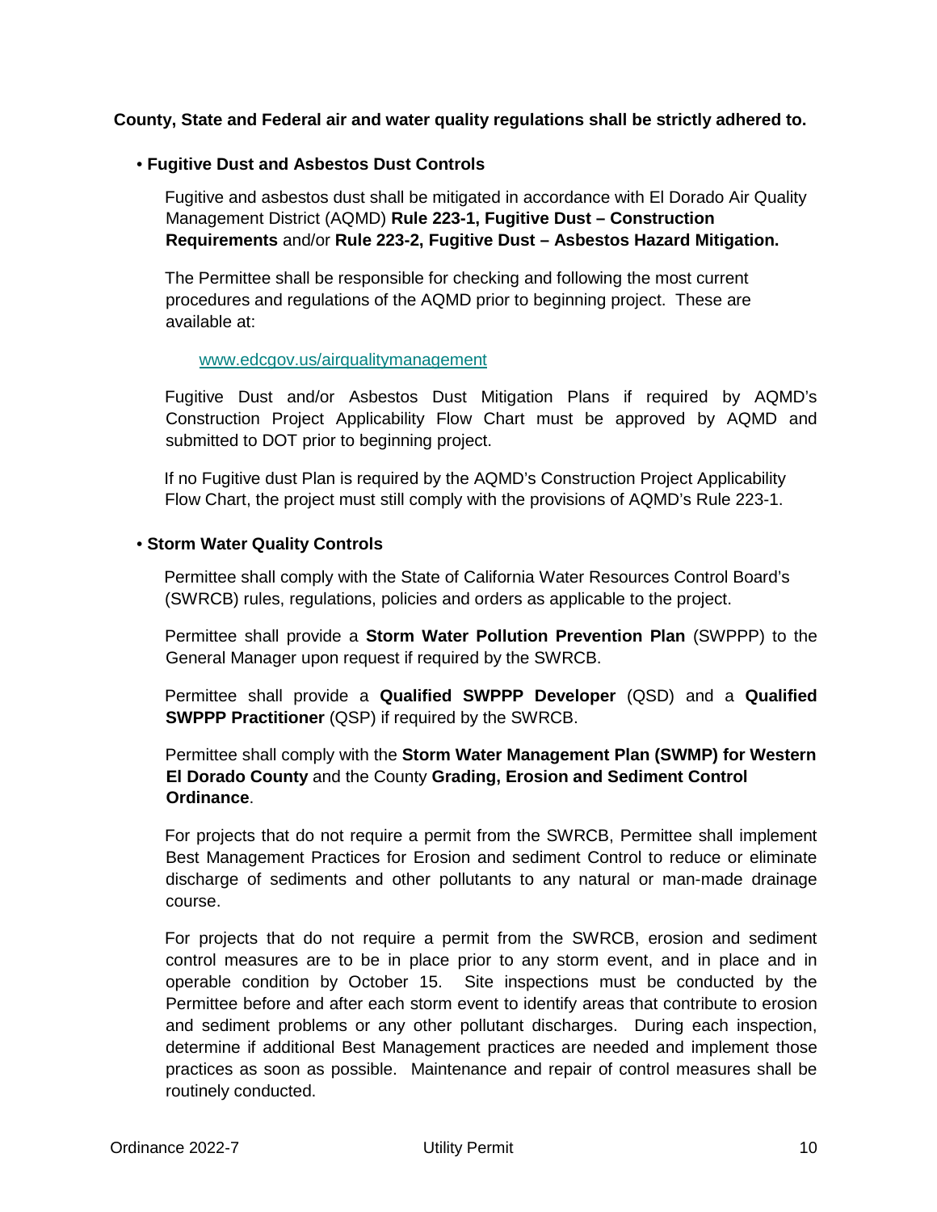**County, State and Federal air and water quality regulations shall be strictly adhered to.**

- **Fugitive Dust and Asbestos Dust Controls**

  Fugitive and asbestos dust shall be mitigated in accordance with El Dorado Air Quality Management District (AQMD) **Rule 223-1, Fugitive Dust – Construction Requirements** and/or **Rule 223-2, Fugitive Dust – Asbestos Hazard Mitigation.**

  The Permittee shall be responsible for checking and following the most current procedures and regulations of the AQMD prior to beginning project. These are available at:

  www.edcgov.us/airqualitymanagement

  Fugitive Dust and/or Asbestos Dust Mitigation Plans if required by AQMD's Construction Project Applicability Flow Chart must be approved by AQMD and submitted to DOT prior to beginning project.

  If no Fugitive dust Plan is required by the AQMD's Construction Project Applicability Flow Chart, the project must still comply with the provisions of AQMD's Rule 223-1.

- **Storm Water Quality Controls**

  Permittee shall comply with the State of California Water Resources Control Board's (SWRCB) rules, regulations, policies and orders as applicable to the project.

  Permittee shall provide a **Storm Water Pollution Prevention Plan** (SWPPP) to the General Manager upon request if required by the SWRCB.

  Permittee shall provide a **Qualified SWPPP Developer** (QSD) and a **Qualified SWPPP Practitioner** (QSP) if required by the SWRCB.

  Permittee shall comply with the **Storm Water Management Plan (SWMP) for Western El Dorado County** and the County **Grading, Erosion and Sediment Control Ordinance**.

  For projects that do not require a permit from the SWRCB, Permittee shall implement Best Management Practices for Erosion and sediment Control to reduce or eliminate discharge of sediments and other pollutants to any natural or man-made drainage course.

  For projects that do not require a permit from the SWRCB, erosion and sediment control measures are to be in place prior to any storm event, and in place and in operable condition by October 15. Site inspections must be conducted by the Permittee before and after each storm event to identify areas that contribute to erosion and sediment problems or any other pollutant discharges. During each inspection, determine if additional Best Management practices are needed and implement those practices as soon as possible. Maintenance and repair of control measures shall be routinely conducted.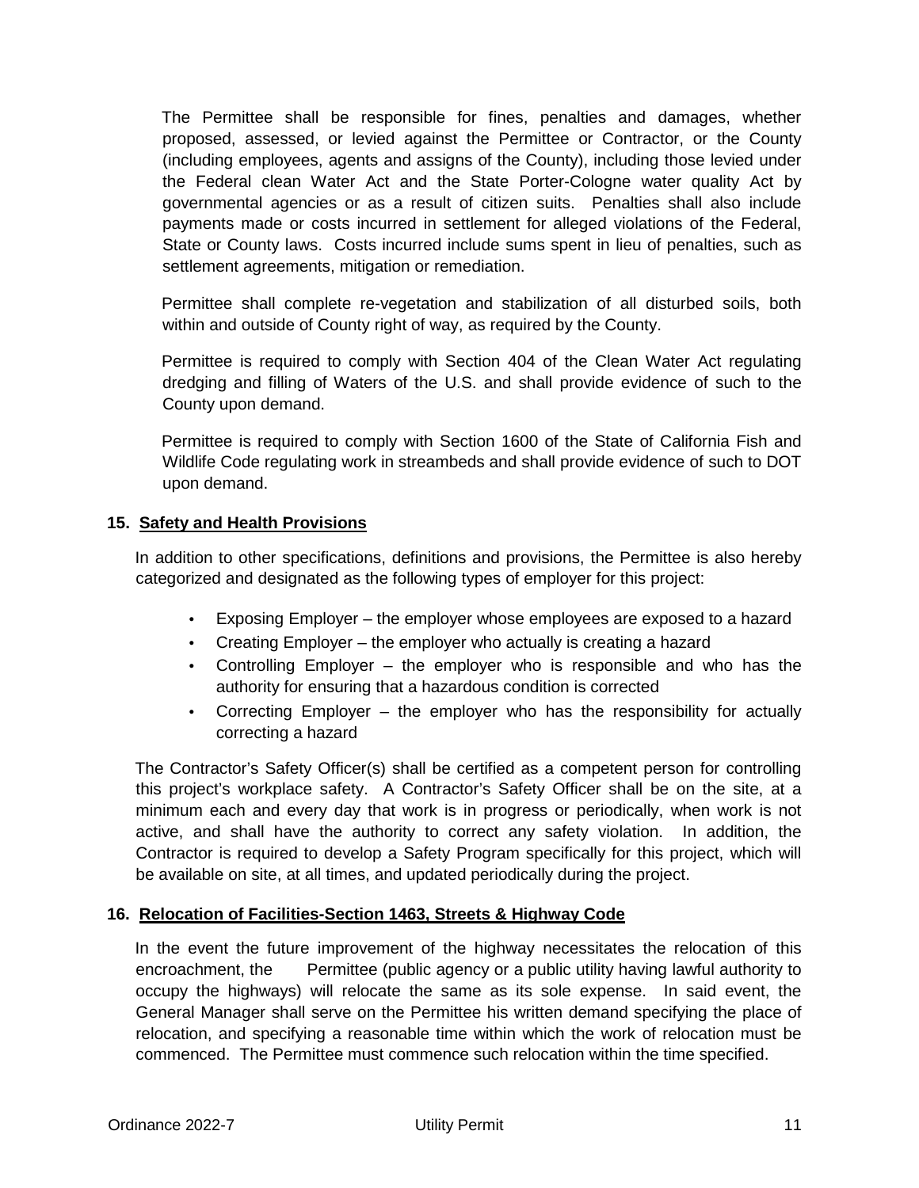The Permittee shall be responsible for fines, penalties and damages, whether proposed, assessed, or levied against the Permittee or Contractor, or the County (including employees, agents and assigns of the County), including those levied under the Federal clean Water Act and the State Porter-Cologne water quality Act by governmental agencies or as a result of citizen suits. Penalties shall also include payments made or costs incurred in settlement for alleged violations of the Federal, State or County laws. Costs incurred include sums spent in lieu of penalties, such as settlement agreements, mitigation or remediation.

Permittee shall complete re-vegetation and stabilization of all disturbed soils, both within and outside of County right of way, as required by the County.

Permittee is required to comply with Section 404 of the Clean Water Act regulating dredging and filling of Waters of the U.S. and shall provide evidence of such to the County upon demand.

Permittee is required to comply with Section 1600 of the State of California Fish and Wildlife Code regulating work in streambeds and shall provide evidence of such to DOT upon demand.

**15. Safety and Health Provisions**

In addition to other specifications, definitions and provisions, the Permittee is also hereby categorized and designated as the following types of employer for this project:

- Exposing Employer – the employer whose employees are exposed to a hazard
- Creating Employer – the employer who actually is creating a hazard
- Controlling Employer – the employer who is responsible and who has the authority for ensuring that a hazardous condition is corrected
- Correcting Employer – the employer who has the responsibility for actually correcting a hazard

The Contractor's Safety Officer(s) shall be certified as a competent person for controlling this project's workplace safety. A Contractor's Safety Officer shall be on the site, at a minimum each and every day that work is in progress or periodically, when work is not active, and shall have the authority to correct any safety violation. In addition, the Contractor is required to develop a Safety Program specifically for this project, which will be available on site, at all times, and updated periodically during the project.

**16. Relocation of Facilities-Section 1463, Streets & Highway Code**

In the event the future improvement of the highway necessitates the relocation of this encroachment, the Permittee (public agency or a public utility having lawful authority to occupy the highways) will relocate the same as its sole expense. In said event, the General Manager shall serve on the Permittee his written demand specifying the place of relocation, and specifying a reasonable time within which the work of relocation must be commenced. The Permittee must commence such relocation within the time specified.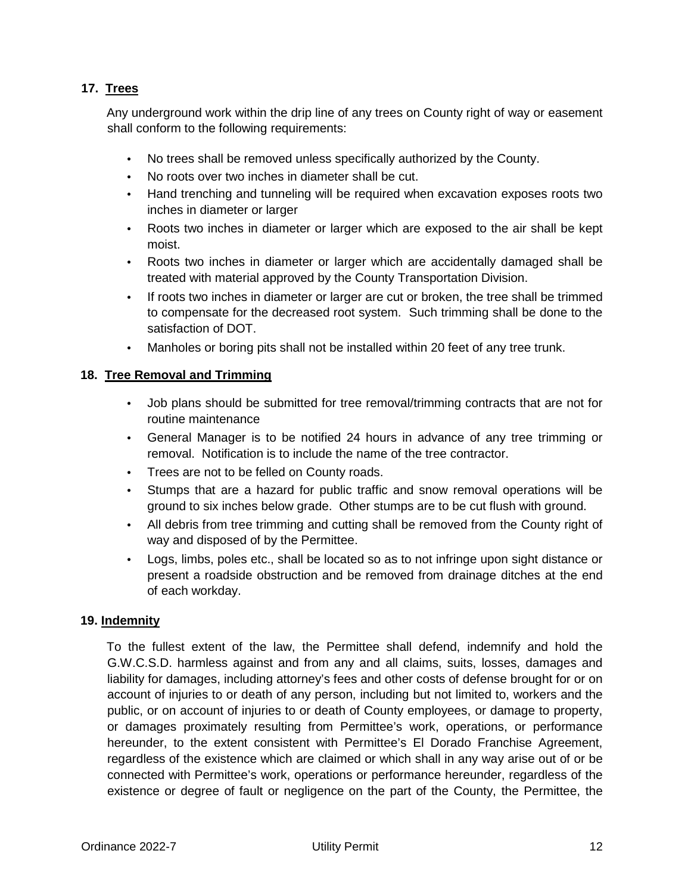## 17. Trees

Any underground work within the drip line of any trees on County right of way or easement shall conform to the following requirements:

- No trees shall be removed unless specifically authorized by the County.
- No roots over two inches in diameter shall be cut.
- Hand trenching and tunneling will be required when excavation exposes roots two inches in diameter or larger
- Roots two inches in diameter or larger which are exposed to the air shall be kept moist.
- Roots two inches in diameter or larger which are accidentally damaged shall be treated with material approved by the County Transportation Division.
- If roots two inches in diameter or larger are cut or broken, the tree shall be trimmed to compensate for the decreased root system. Such trimming shall be done to the satisfaction of DOT.
- Manholes or boring pits shall not be installed within 20 feet of any tree trunk.

## 18. Tree Removal and Trimming

- Job plans should be submitted for tree removal/trimming contracts that are not for routine maintenance
- General Manager is to be notified 24 hours in advance of any tree trimming or removal. Notification is to include the name of the tree contractor.
- Trees are not to be felled on County roads.
- Stumps that are a hazard for public traffic and snow removal operations will be ground to six inches below grade. Other stumps are to be cut flush with ground.
- All debris from tree trimming and cutting shall be removed from the County right of way and disposed of by the Permittee.
- Logs, limbs, poles etc., shall be located so as to not infringe upon sight distance or present a roadside obstruction and be removed from drainage ditches at the end of each workday.

## 19. Indemnity

To the fullest extent of the law, the Permittee shall defend, indemnify and hold the G.W.C.S.D. harmless against and from any and all claims, suits, losses, damages and liability for damages, including attorney's fees and other costs of defense brought for or on account of injuries to or death of any person, including but not limited to, workers and the public, or on account of injuries to or death of County employees, or damage to property, or damages proximately resulting from Permittee's work, operations, or performance hereunder, to the extent consistent with Permittee's El Dorado Franchise Agreement, regardless of the existence which are claimed or which shall in any way arise out of or be connected with Permittee's work, operations or performance hereunder, regardless of the existence or degree of fault or negligence on the part of the County, the Permittee, the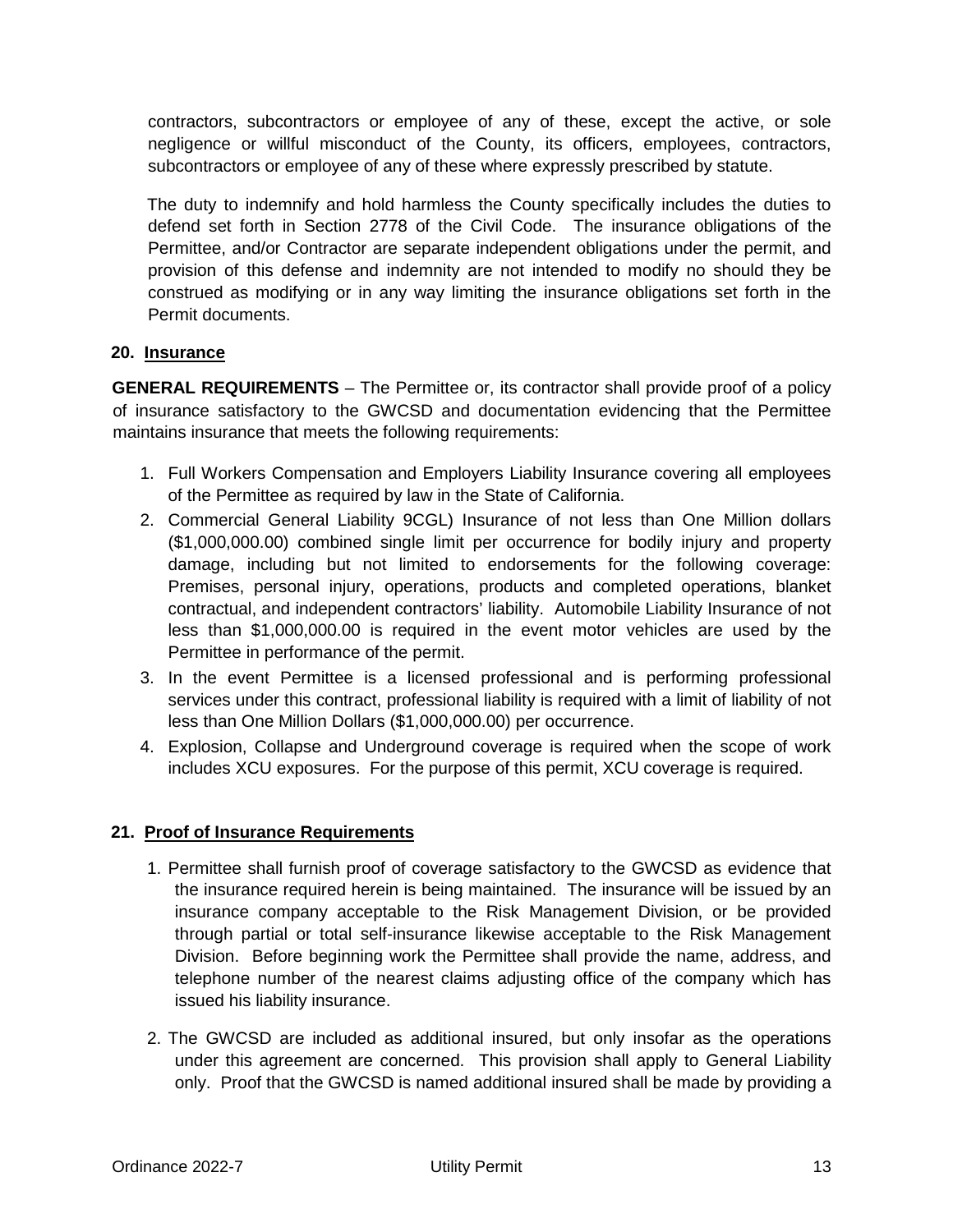contractors, subcontractors or employee of any of these, except the active, or sole negligence or willful misconduct of the County, its officers, employees, contractors, subcontractors or employee of any of these where expressly prescribed by statute.

The duty to indemnify and hold harmless the County specifically includes the duties to defend set forth in Section 2778 of the Civil Code. The insurance obligations of the Permittee, and/or Contractor are separate independent obligations under the permit, and provision of this defense and indemnity are not intended to modify no should they be construed as modifying or in any way limiting the insurance obligations set forth in the Permit documents.

## 20. Insurance

**GENERAL REQUIREMENTS** – The Permittee or, its contractor shall provide proof of a policy of insurance satisfactory to the GWCSD and documentation evidencing that the Permittee maintains insurance that meets the following requirements:

1. Full Workers Compensation and Employers Liability Insurance covering all employees of the Permittee as required by law in the State of California.
2. Commercial General Liability 9CGL) Insurance of not less than One Million dollars ($1,000,000.00) combined single limit per occurrence for bodily injury and property damage, including but not limited to endorsements for the following coverage: Premises, personal injury, operations, products and completed operations, blanket contractual, and independent contractors' liability. Automobile Liability Insurance of not less than $1,000,000.00 is required in the event motor vehicles are used by the Permittee in performance of the permit.
3. In the event Permittee is a licensed professional and is performing professional services under this contract, professional liability is required with a limit of liability of not less than One Million Dollars ($1,000,000.00) per occurrence.
4. Explosion, Collapse and Underground coverage is required when the scope of work includes XCU exposures. For the purpose of this permit, XCU coverage is required.

## 21. Proof of Insurance Requirements

1. Permittee shall furnish proof of coverage satisfactory to the GWCSD as evidence that the insurance required herein is being maintained. The insurance will be issued by an insurance company acceptable to the Risk Management Division, or be provided through partial or total self-insurance likewise acceptable to the Risk Management Division. Before beginning work the Permittee shall provide the name, address, and telephone number of the nearest claims adjusting office of the company which has issued his liability insurance.
2. The GWCSD are included as additional insured, but only insofar as the operations under this agreement are concerned. This provision shall apply to General Liability only. Proof that the GWCSD is named additional insured shall be made by providing a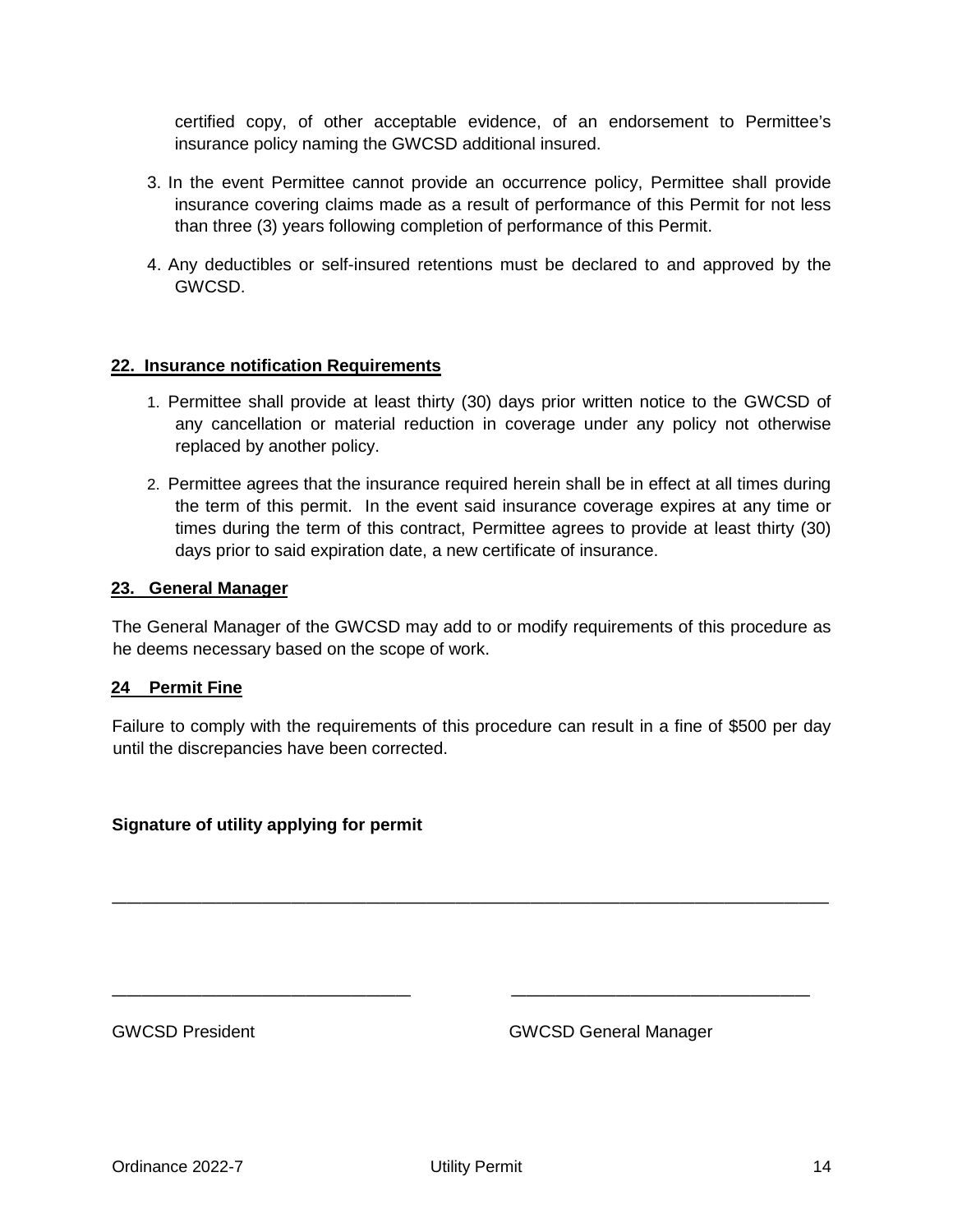certified copy, of other acceptable evidence, of an endorsement to Permittee's insurance policy naming the GWCSD additional insured.

3. In the event Permittee cannot provide an occurrence policy, Permittee shall provide insurance covering claims made as a result of performance of this Permit for not less than three (3) years following completion of performance of this Permit.

4. Any deductibles or self-insured retentions must be declared to and approved by the GWCSD.

## 22. Insurance notification Requirements

1. Permittee shall provide at least thirty (30) days prior written notice to the GWCSD of any cancellation or material reduction in coverage under any policy not otherwise replaced by another policy.

2. Permittee agrees that the insurance required herein shall be in effect at all times during the term of this permit. In the event said insurance coverage expires at any time or times during the term of this contract, Permittee agrees to provide at least thirty (30) days prior to said expiration date, a new certificate of insurance.

## 23. General Manager

The General Manager of the GWCSD may add to or modify requirements of this procedure as he deems necessary based on the scope of work.

## 24 Permit Fine

Failure to comply with the requirements of this procedure can result in a fine of $500 per day until the discrepancies have been corrected.

**Signature of utility applying for permit**

_______________________________________________________________

_______________________________ _______________________________

GWCSD President GWCSD General Manager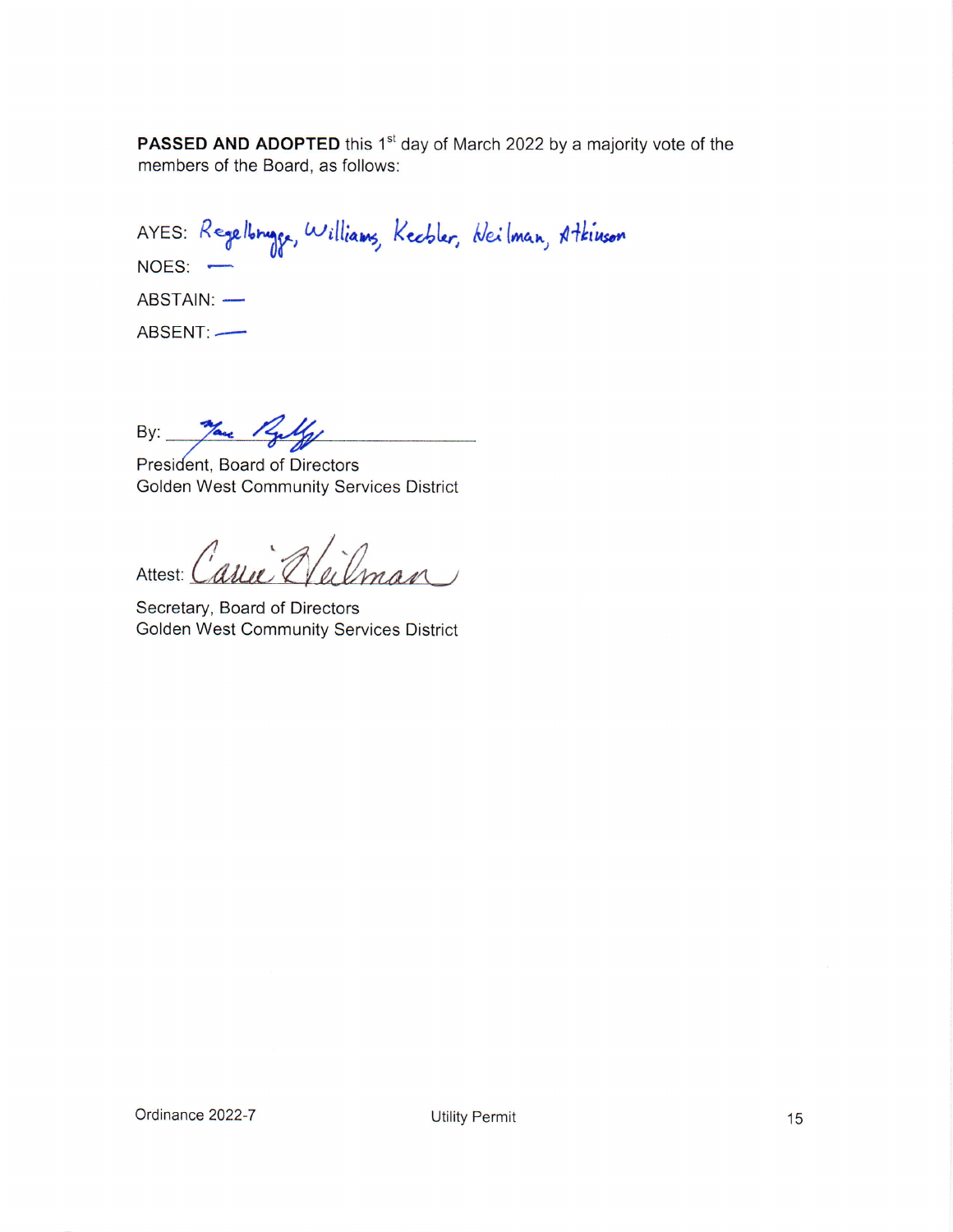**PASSED AND ADOPTED** this 1st day of March 2022 by a majority vote of the members of the Board, as follows:

AYES: Regelbrugge, Williams, Keebler, Heilman, Atkinson

NOES: —

ABSTAIN: —

ABSENT: —

By: ______________________________

President, Board of Directors
Golden West Community Services District

Attest: ______________________________

Secretary, Board of Directors
Golden West Community Services District

Ordinance 2022-7 Utility Permit